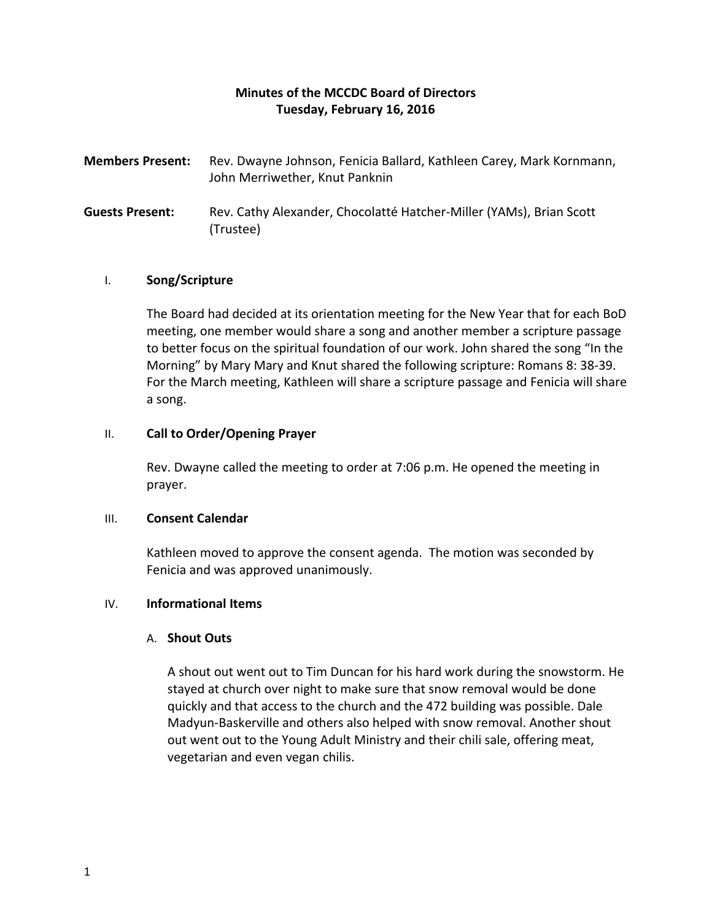**Minutes of the MCCDC Board of Directors**
**Tuesday, February 16, 2016**

**Members Present:** Rev. Dwayne Johnson, Fenicia Ballard, Kathleen Carey, Mark Kornmann, John Merriwether, Knut Panknin

**Guests Present:** Rev. Cathy Alexander, Chocolatté Hatcher-Miller (YAMs), Brian Scott (Trustee)

I. **Song/Scripture**

The Board had decided at its orientation meeting for the New Year that for each BoD meeting, one member would share a song and another member a scripture passage to better focus on the spiritual foundation of our work. John shared the song "In the Morning" by Mary Mary and Knut shared the following scripture: Romans 8: 38-39. For the March meeting, Kathleen will share a scripture passage and Fenicia will share a song.

II. **Call to Order/Opening Prayer**

Rev. Dwayne called the meeting to order at 7:06 p.m. He opened the meeting in prayer.

III. **Consent Calendar**

Kathleen moved to approve the consent agenda. The motion was seconded by Fenicia and was approved unanimously.

IV. **Informational Items**

A. **Shout Outs**

A shout out went out to Tim Duncan for his hard work during the snowstorm. He stayed at church over night to make sure that snow removal would be done quickly and that access to the church and the 472 building was possible. Dale Madyun-Baskerville and others also helped with snow removal. Another shout out went out to the Young Adult Ministry and their chili sale, offering meat, vegetarian and even vegan chilis.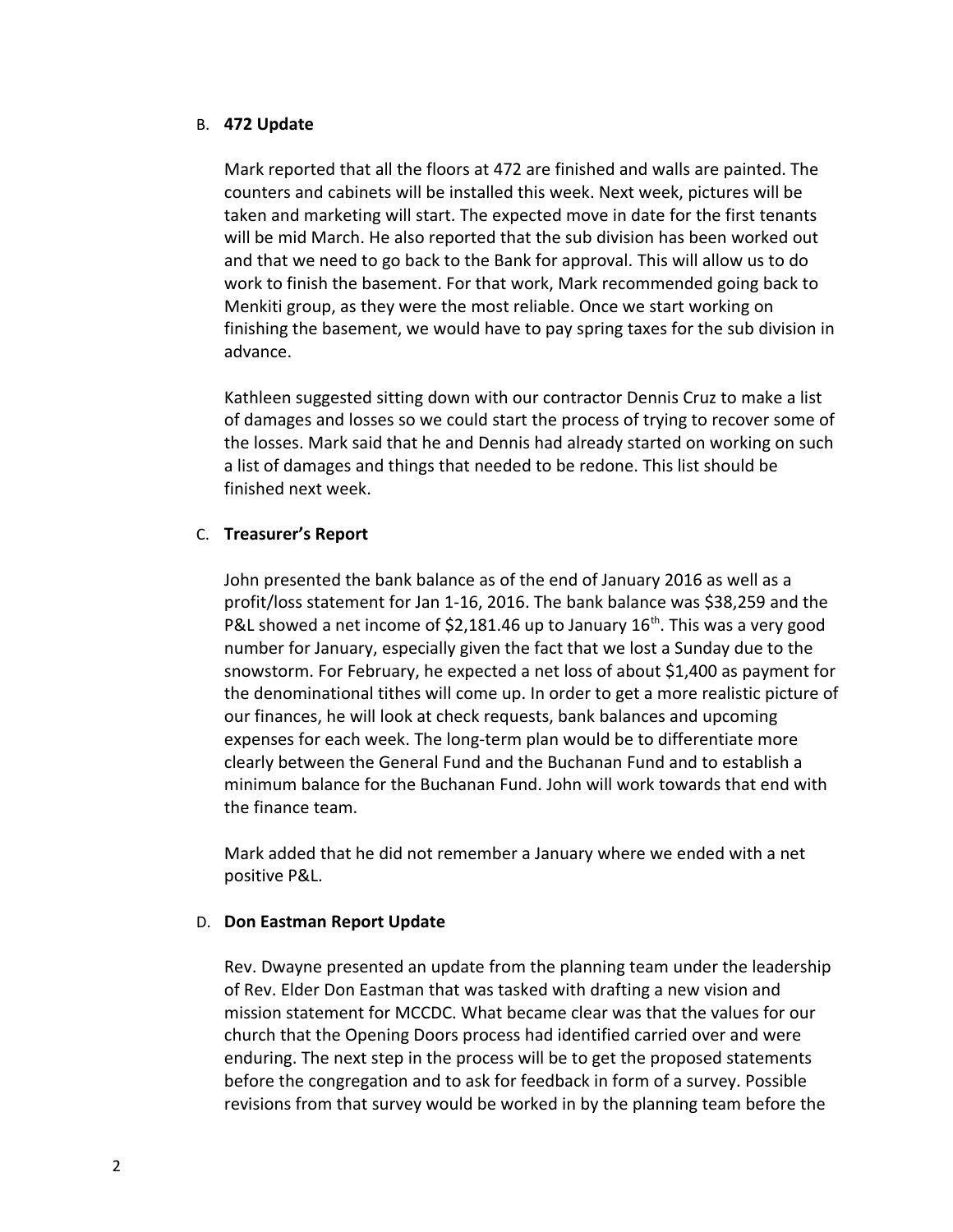B. **472 Update**

Mark reported that all the floors at 472 are finished and walls are painted. The counters and cabinets will be installed this week. Next week, pictures will be taken and marketing will start. The expected move in date for the first tenants will be mid March. He also reported that the sub division has been worked out and that we need to go back to the Bank for approval. This will allow us to do work to finish the basement. For that work, Mark recommended going back to Menkiti group, as they were the most reliable. Once we start working on finishing the basement, we would have to pay spring taxes for the sub division in advance.

Kathleen suggested sitting down with our contractor Dennis Cruz to make a list of damages and losses so we could start the process of trying to recover some of the losses. Mark said that he and Dennis had already started on working on such a list of damages and things that needed to be redone. This list should be finished next week.

C. **Treasurer's Report**

John presented the bank balance as of the end of January 2016 as well as a profit/loss statement for Jan 1-16, 2016. The bank balance was $38,259 and the P&L showed a net income of $2,181.46 up to January 16th. This was a very good number for January, especially given the fact that we lost a Sunday due to the snowstorm. For February, he expected a net loss of about $1,400 as payment for the denominational tithes will come up. In order to get a more realistic picture of our finances, he will look at check requests, bank balances and upcoming expenses for each week. The long-term plan would be to differentiate more clearly between the General Fund and the Buchanan Fund and to establish a minimum balance for the Buchanan Fund. John will work towards that end with the finance team.

Mark added that he did not remember a January where we ended with a net positive P&L.

D. **Don Eastman Report Update**

Rev. Dwayne presented an update from the planning team under the leadership of Rev. Elder Don Eastman that was tasked with drafting a new vision and mission statement for MCCDC. What became clear was that the values for our church that the Opening Doors process had identified carried over and were enduring. The next step in the process will be to get the proposed statements before the congregation and to ask for feedback in form of a survey. Possible revisions from that survey would be worked in by the planning team before the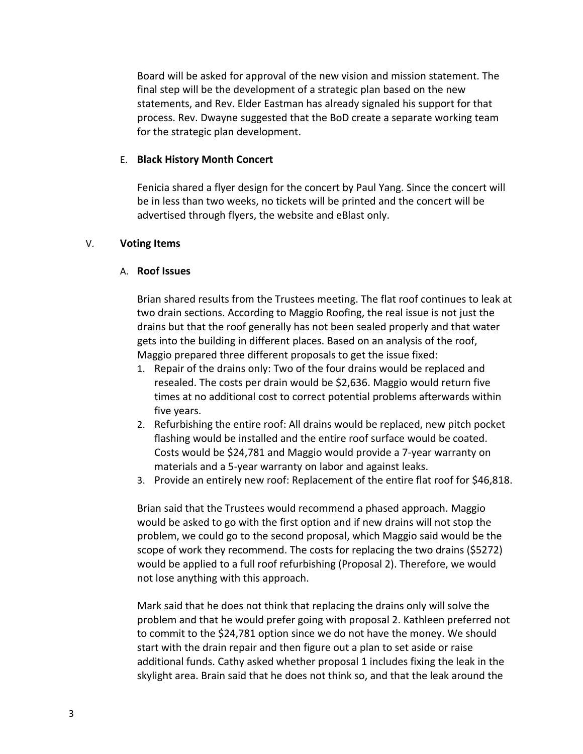Board will be asked for approval of the new vision and mission statement. The final step will be the development of a strategic plan based on the new statements, and Rev. Elder Eastman has already signaled his support for that process. Rev. Dwayne suggested that the BoD create a separate working team for the strategic plan development.

E. **Black History Month Concert**

Fenicia shared a flyer design for the concert by Paul Yang. Since the concert will be in less than two weeks, no tickets will be printed and the concert will be advertised through flyers, the website and eBlast only.

## V. **Voting Items**

A. **Roof Issues**

Brian shared results from the Trustees meeting. The flat roof continues to leak at two drain sections. According to Maggio Roofing, the real issue is not just the drains but that the roof generally has not been sealed properly and that water gets into the building in different places. Based on an analysis of the roof, Maggio prepared three different proposals to get the issue fixed:

1. Repair of the drains only: Two of the four drains would be replaced and resealed. The costs per drain would be $2,636. Maggio would return five times at no additional cost to correct potential problems afterwards within five years.
2. Refurbishing the entire roof: All drains would be replaced, new pitch pocket flashing would be installed and the entire roof surface would be coated. Costs would be $24,781 and Maggio would provide a 7-year warranty on materials and a 5-year warranty on labor and against leaks.
3. Provide an entirely new roof: Replacement of the entire flat roof for $46,818.

Brian said that the Trustees would recommend a phased approach. Maggio would be asked to go with the first option and if new drains will not stop the problem, we could go to the second proposal, which Maggio said would be the scope of work they recommend. The costs for replacing the two drains ($5272) would be applied to a full roof refurbishing (Proposal 2). Therefore, we would not lose anything with this approach.

Mark said that he does not think that replacing the drains only will solve the problem and that he would prefer going with proposal 2. Kathleen preferred not to commit to the $24,781 option since we do not have the money. We should start with the drain repair and then figure out a plan to set aside or raise additional funds. Cathy asked whether proposal 1 includes fixing the leak in the skylight area. Brain said that he does not think so, and that the leak around the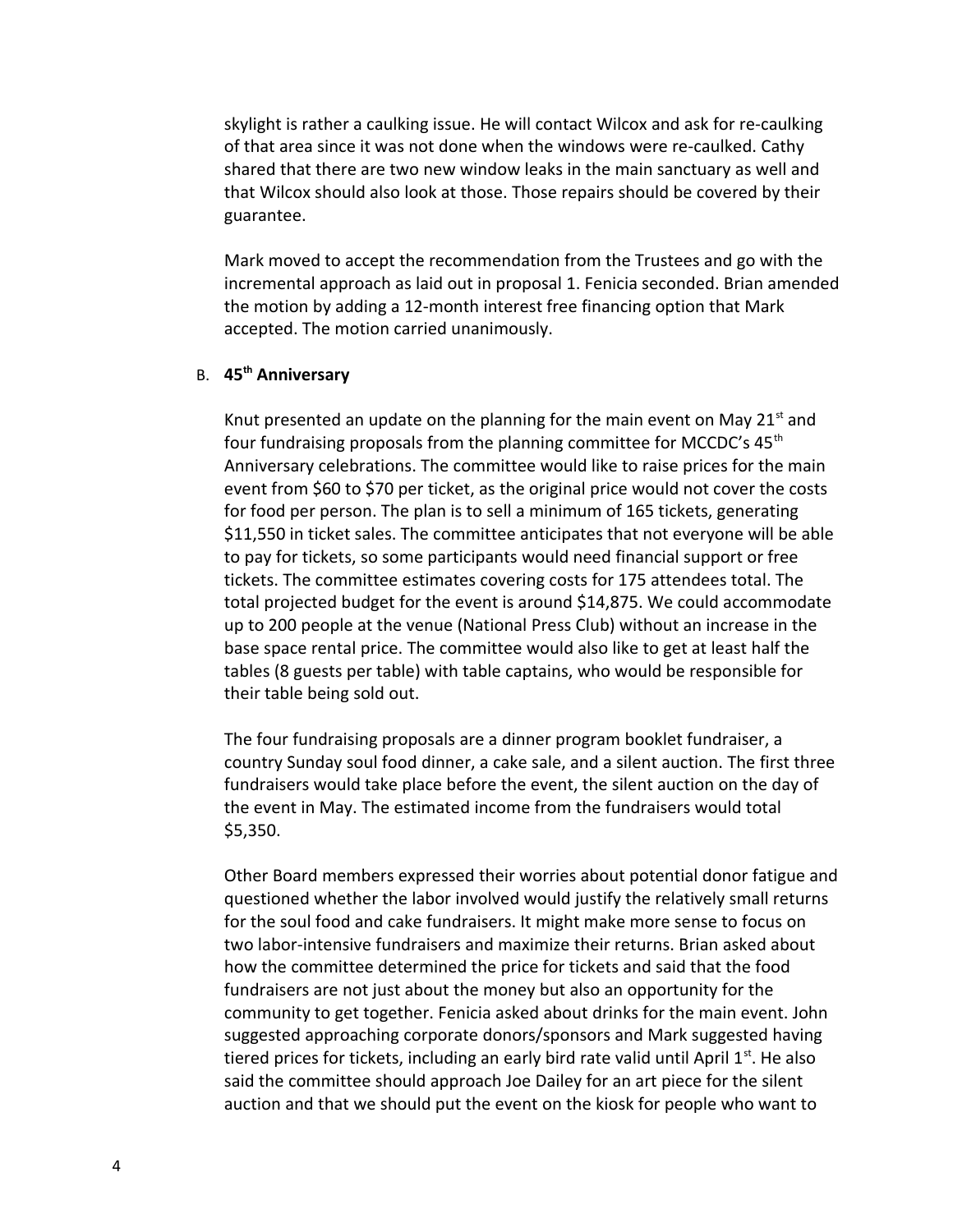skylight is rather a caulking issue. He will contact Wilcox and ask for re-caulking of that area since it was not done when the windows were re-caulked. Cathy shared that there are two new window leaks in the main sanctuary as well and that Wilcox should also look at those. Those repairs should be covered by their guarantee.

Mark moved to accept the recommendation from the Trustees and go with the incremental approach as laid out in proposal 1. Fenicia seconded. Brian amended the motion by adding a 12-month interest free financing option that Mark accepted. The motion carried unanimously.

B. **45th Anniversary**

Knut presented an update on the planning for the main event on May 21st and four fundraising proposals from the planning committee for MCCDC's 45th Anniversary celebrations. The committee would like to raise prices for the main event from $60 to $70 per ticket, as the original price would not cover the costs for food per person. The plan is to sell a minimum of 165 tickets, generating $11,550 in ticket sales. The committee anticipates that not everyone will be able to pay for tickets, so some participants would need financial support or free tickets. The committee estimates covering costs for 175 attendees total. The total projected budget for the event is around $14,875. We could accommodate up to 200 people at the venue (National Press Club) without an increase in the base space rental price. The committee would also like to get at least half the tables (8 guests per table) with table captains, who would be responsible for their table being sold out.

The four fundraising proposals are a dinner program booklet fundraiser, a country Sunday soul food dinner, a cake sale, and a silent auction. The first three fundraisers would take place before the event, the silent auction on the day of the event in May. The estimated income from the fundraisers would total $5,350.

Other Board members expressed their worries about potential donor fatigue and questioned whether the labor involved would justify the relatively small returns for the soul food and cake fundraisers. It might make more sense to focus on two labor-intensive fundraisers and maximize their returns. Brian asked about how the committee determined the price for tickets and said that the food fundraisers are not just about the money but also an opportunity for the community to get together. Fenicia asked about drinks for the main event. John suggested approaching corporate donors/sponsors and Mark suggested having tiered prices for tickets, including an early bird rate valid until April 1st. He also said the committee should approach Joe Dailey for an art piece for the silent auction and that we should put the event on the kiosk for people who want to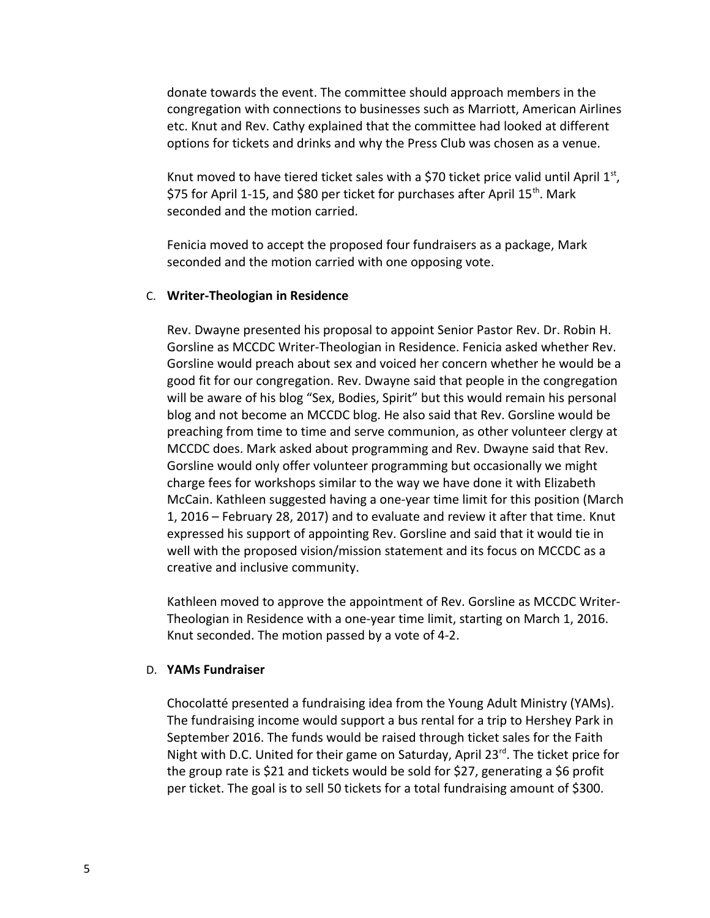donate towards the event. The committee should approach members in the congregation with connections to businesses such as Marriott, American Airlines etc. Knut and Rev. Cathy explained that the committee had looked at different options for tickets and drinks and why the Press Club was chosen as a venue.

Knut moved to have tiered ticket sales with a $70 ticket price valid until April 1st, $75 for April 1-15, and $80 per ticket for purchases after April 15th. Mark seconded and the motion carried.

Fenicia moved to accept the proposed four fundraisers as a package, Mark seconded and the motion carried with one opposing vote.

C. **Writer-Theologian in Residence**

Rev. Dwayne presented his proposal to appoint Senior Pastor Rev. Dr. Robin H. Gorsline as MCCDC Writer-Theologian in Residence. Fenicia asked whether Rev. Gorsline would preach about sex and voiced her concern whether he would be a good fit for our congregation. Rev. Dwayne said that people in the congregation will be aware of his blog "Sex, Bodies, Spirit" but this would remain his personal blog and not become an MCCDC blog. He also said that Rev. Gorsline would be preaching from time to time and serve communion, as other volunteer clergy at MCCDC does. Mark asked about programming and Rev. Dwayne said that Rev. Gorsline would only offer volunteer programming but occasionally we might charge fees for workshops similar to the way we have done it with Elizabeth McCain. Kathleen suggested having a one-year time limit for this position (March 1, 2016 – February 28, 2017) and to evaluate and review it after that time. Knut expressed his support of appointing Rev. Gorsline and said that it would tie in well with the proposed vision/mission statement and its focus on MCCDC as a creative and inclusive community.

Kathleen moved to approve the appointment of Rev. Gorsline as MCCDC Writer-Theologian in Residence with a one-year time limit, starting on March 1, 2016. Knut seconded. The motion passed by a vote of 4-2.

D. **YAMs Fundraiser**

Chocolatté presented a fundraising idea from the Young Adult Ministry (YAMs). The fundraising income would support a bus rental for a trip to Hershey Park in September 2016. The funds would be raised through ticket sales for the Faith Night with D.C. United for their game on Saturday, April 23rd. The ticket price for the group rate is $21 and tickets would be sold for $27, generating a $6 profit per ticket. The goal is to sell 50 tickets for a total fundraising amount of $300.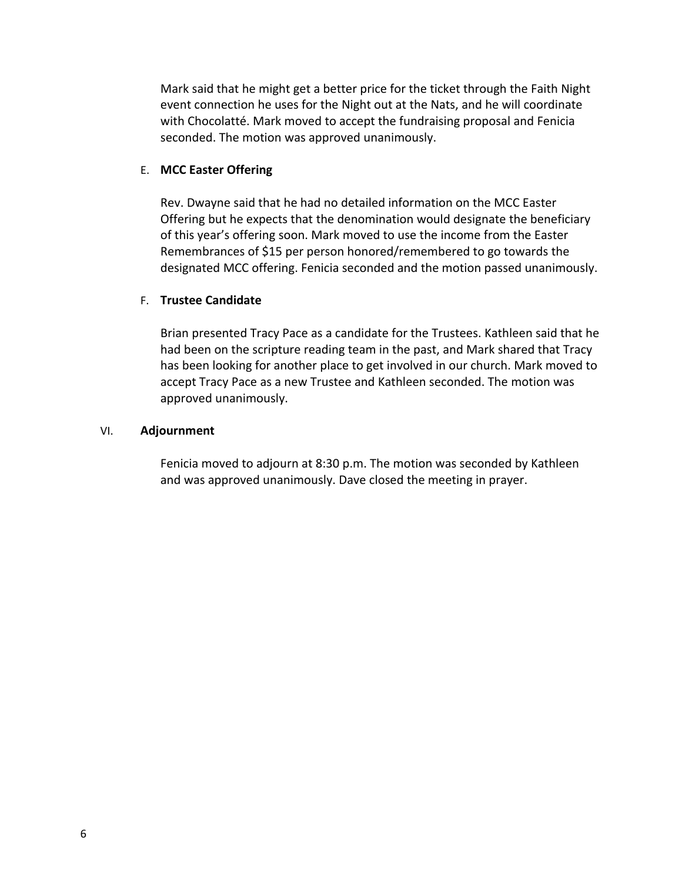Mark said that he might get a better price for the ticket through the Faith Night event connection he uses for the Night out at the Nats, and he will coordinate with Chocolatté. Mark moved to accept the fundraising proposal and Fenicia seconded. The motion was approved unanimously.

E. **MCC Easter Offering**

Rev. Dwayne said that he had no detailed information on the MCC Easter Offering but he expects that the denomination would designate the beneficiary of this year's offering soon. Mark moved to use the income from the Easter Remembrances of $15 per person honored/remembered to go towards the designated MCC offering. Fenicia seconded and the motion passed unanimously.

F. **Trustee Candidate**

Brian presented Tracy Pace as a candidate for the Trustees. Kathleen said that he had been on the scripture reading team in the past, and Mark shared that Tracy has been looking for another place to get involved in our church. Mark moved to accept Tracy Pace as a new Trustee and Kathleen seconded. The motion was approved unanimously.

VI. **Adjournment**

Fenicia moved to adjourn at 8:30 p.m. The motion was seconded by Kathleen and was approved unanimously. Dave closed the meeting in prayer.